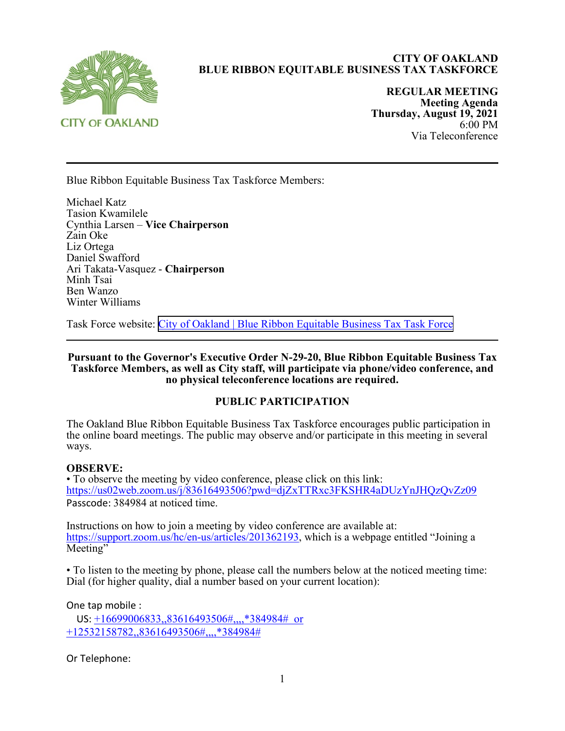# CITY OF OAKLAND
# BLUE RIBBON EQUITABLE BUSINESS TAX TASKFORCE

**REGULAR MEETING**
**Meeting Agenda**
**Thursday, August 19, 2021**
6:00 PM
Via Teleconference

---

Blue Ribbon Equitable Business Tax Taskforce Members:

Michael Katz
Tasion Kwamilele
Cynthia Larsen – **Vice Chairperson**
Zain Oke
Liz Ortega
Daniel Swafford
Ari Takata-Vasquez - **Chairperson**
Minh Tsai
Ben Wanzo
Winter Williams

Task Force website: City of Oakland | Blue Ribbon Equitable Business Tax Task Force

---

**Pursuant to the Governor's Executive Order N-29-20, Blue Ribbon Equitable Business Tax Taskforce Members, as well as City staff, will participate via phone/video conference, and no physical teleconference locations are required.**

## PUBLIC PARTICIPATION

The Oakland Blue Ribbon Equitable Business Tax Taskforce encourages public participation in the online board meetings. The public may observe and/or participate in this meeting in several ways.

**OBSERVE:**

• To observe the meeting by video conference, please click on this link: https://us02web.zoom.us/j/83616493506?pwd=djZxTTRxc3FKSHR4aDUzYnJHQzQvZz09
Passcode: 384984 at noticed time.

Instructions on how to join a meeting by video conference are available at: https://support.zoom.us/hc/en-us/articles/201362193, which is a webpage entitled "Joining a Meeting"

• To listen to the meeting by phone, please call the numbers below at the noticed meeting time: Dial (for higher quality, dial a number based on your current location):

One tap mobile :
US: +16699006833,,83616493506#,,,,*384984# or +12532158782,,83616493506#,,,,*384984#

Or Telephone: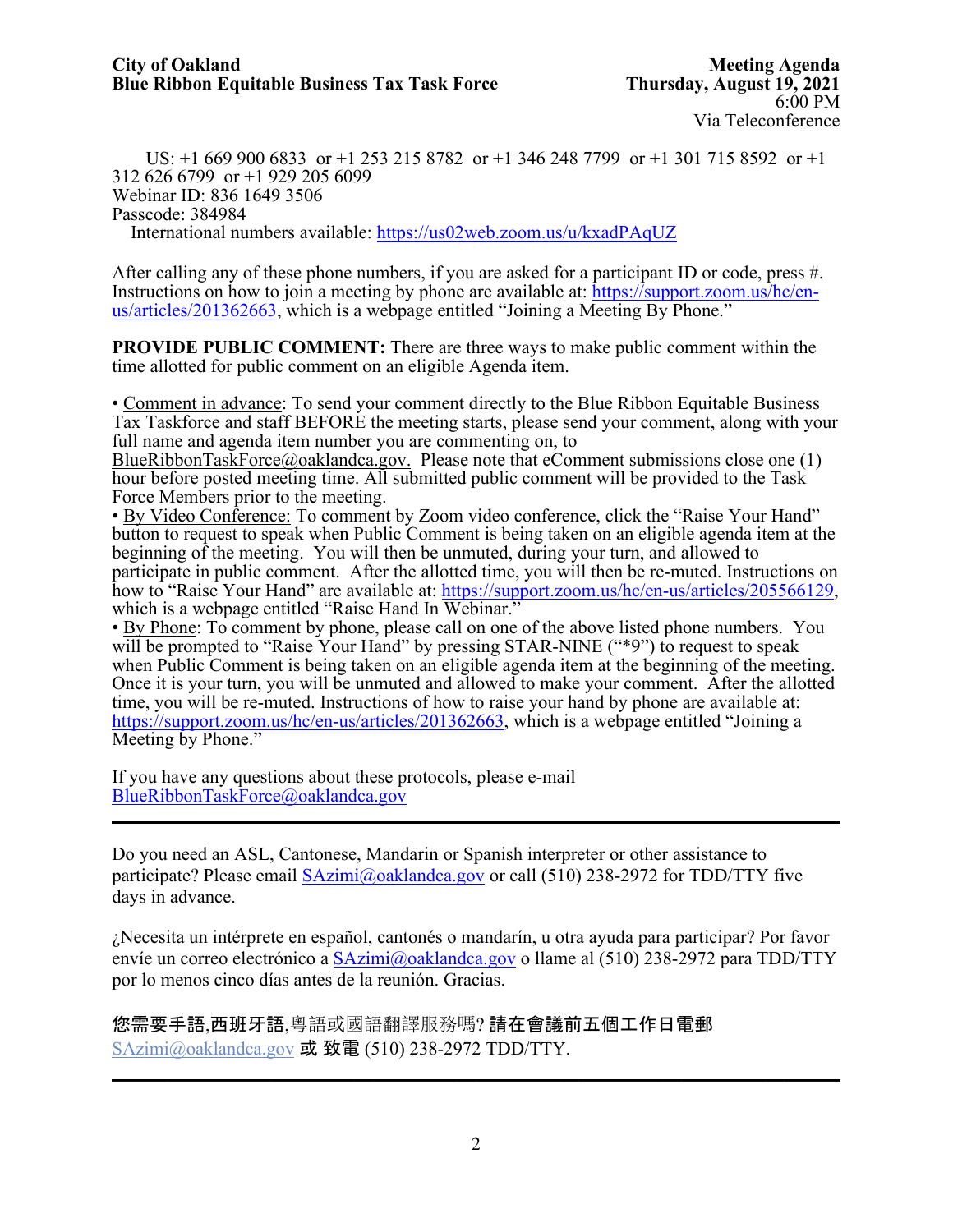US: +1 669 900 6833 or +1 253 215 8782 or +1 346 248 7799 or +1 301 715 8592 or +1 312 626 6799 or +1 929 205 6099
Webinar ID: 836 1649 3506
Passcode: 384984
International numbers available: https://us02web.zoom.us/u/kxadPAqUZ

After calling any of these phone numbers, if you are asked for a participant ID or code, press #. Instructions on how to join a meeting by phone are available at: https://support.zoom.us/hc/en-us/articles/201362663, which is a webpage entitled "Joining a Meeting By Phone."

**PROVIDE PUBLIC COMMENT:** There are three ways to make public comment within the time allotted for public comment on an eligible Agenda item.

- Comment in advance: To send your comment directly to the Blue Ribbon Equitable Business Tax Taskforce and staff BEFORE the meeting starts, please send your comment, along with your full name and agenda item number you are commenting on, to BlueRibbonTaskForce@oaklandca.gov. Please note that eComment submissions close one (1) hour before posted meeting time. All submitted public comment will be provided to the Task Force Members prior to the meeting.
- By Video Conference: To comment by Zoom video conference, click the "Raise Your Hand" button to request to speak when Public Comment is being taken on an eligible agenda item at the beginning of the meeting. You will then be unmuted, during your turn, and allowed to participate in public comment. After the allotted time, you will then be re-muted. Instructions on how to "Raise Your Hand" are available at: https://support.zoom.us/hc/en-us/articles/205566129, which is a webpage entitled "Raise Hand In Webinar."
- By Phone: To comment by phone, please call on one of the above listed phone numbers. You will be prompted to "Raise Your Hand" by pressing STAR-NINE ("*9") to request to speak when Public Comment is being taken on an eligible agenda item at the beginning of the meeting. Once it is your turn, you will be unmuted and allowed to make your comment. After the allotted time, you will be re-muted. Instructions of how to raise your hand by phone are available at: https://support.zoom.us/hc/en-us/articles/201362663, which is a webpage entitled "Joining a Meeting by Phone."

If you have any questions about these protocols, please e-mail BlueRibbonTaskForce@oaklandca.gov

---

Do you need an ASL, Cantonese, Mandarin or Spanish interpreter or other assistance to participate? Please email SAzimi@oaklandca.gov or call (510) 238-2972 for TDD/TTY five days in advance.

¿Necesita un intérprete en español, cantonés o mandarín, u otra ayuda para participar? Por favor envíe un correo electrónico a SAzimi@oaklandca.gov o llame al (510) 238-2972 para TDD/TTY por lo menos cinco días antes de la reunión. Gracias.

**您需要手語,西班牙語,**粵語或國語翻譯服務嗎? **請在會議前五個工作日電郵** SAzimi@oaklandca.gov **或 致電** (510) 238-2972 TDD/TTY.

---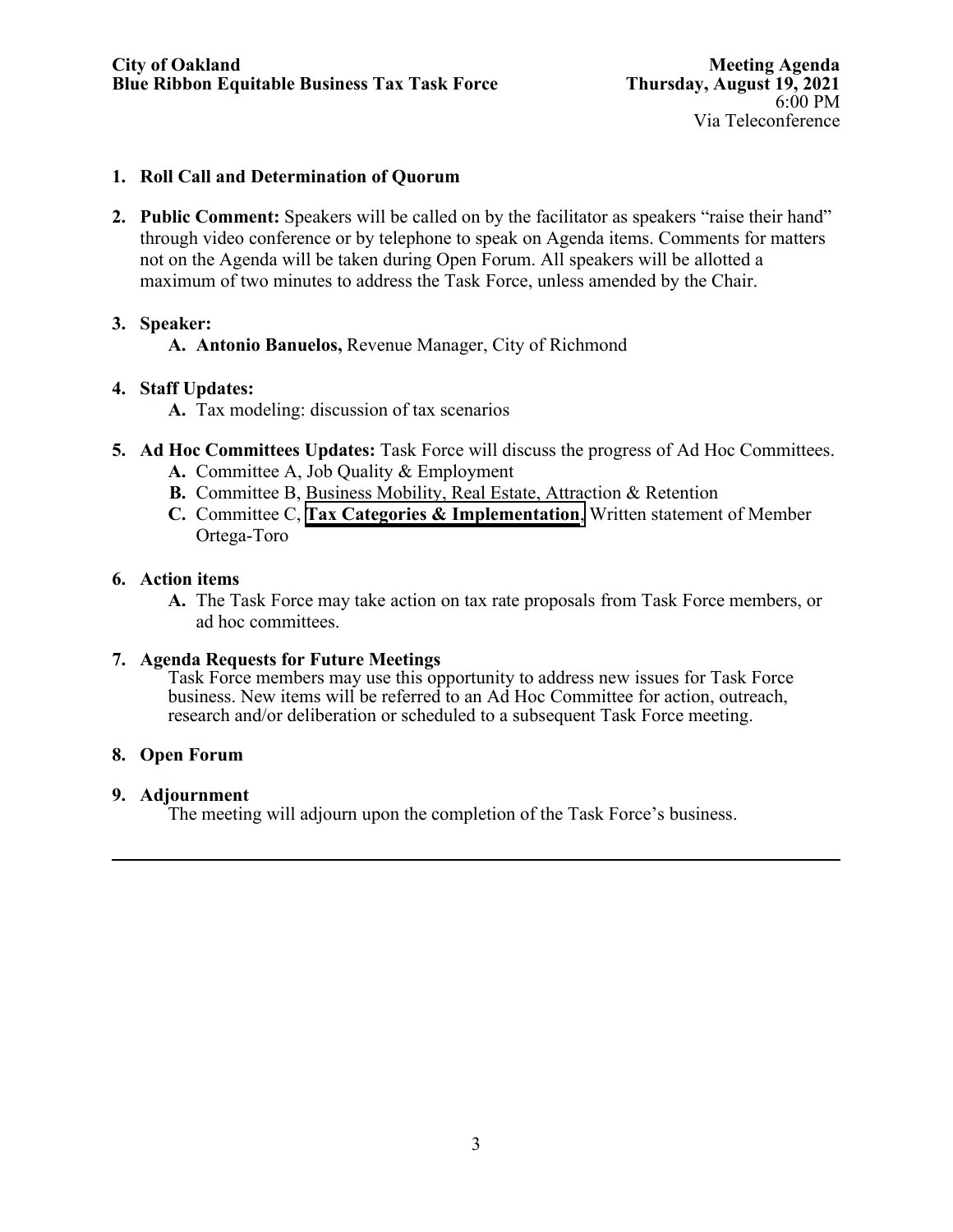**City of Oakland**
**Blue Ribbon Equitable Business Tax Task Force**

**Meeting Agenda**
**Thursday, August 19, 2021**
6:00 PM
Via Teleconference

1. **Roll Call and Determination of Quorum**

2. **Public Comment:** Speakers will be called on by the facilitator as speakers "raise their hand" through video conference or by telephone to speak on Agenda items. Comments for matters not on the Agenda will be taken during Open Forum. All speakers will be allotted a maximum of two minutes to address the Task Force, unless amended by the Chair.

3. **Speaker:**
   - **A. Antonio Banuelos,** Revenue Manager, City of Richmond

4. **Staff Updates:**
   - **A.** Tax modeling: discussion of tax scenarios

5. **Ad Hoc Committees Updates:** Task Force will discuss the progress of Ad Hoc Committees.
   - **A.** Committee A, Job Quality & Employment
   - **B.** Committee B, Business Mobility, Real Estate, Attraction & Retention
   - **C.** Committee C, **Tax Categories & Implementation**, Written statement of Member Ortega-Toro

6. **Action items**
   - **A.** The Task Force may take action on tax rate proposals from Task Force members, or ad hoc committees.

7. **Agenda Requests for Future Meetings**
   Task Force members may use this opportunity to address new issues for Task Force business. New items will be referred to an Ad Hoc Committee for action, outreach, research and/or deliberation or scheduled to a subsequent Task Force meeting.

8. **Open Forum**

9. **Adjournment**
   The meeting will adjourn upon the completion of the Task Force's business.

---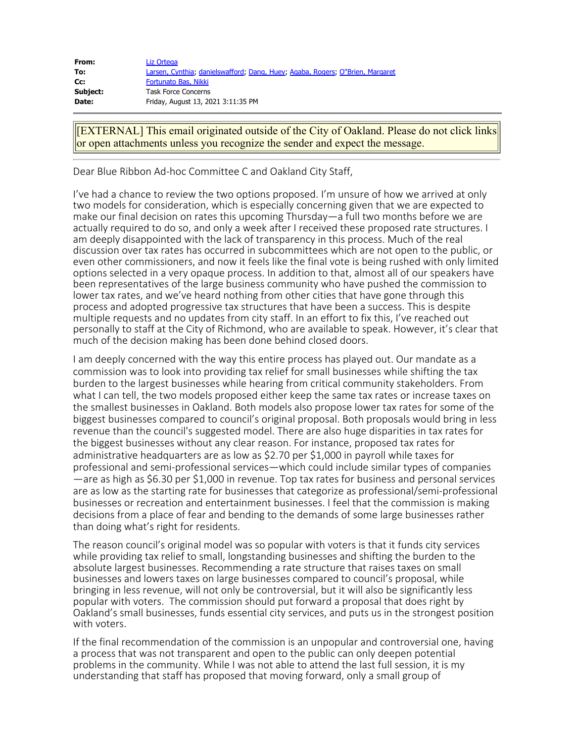| | |
|---|---|
| **From:** | Liz Ortega |
| **To:** | Larsen, Cynthia; danielswafford; Dang, Huey; Agaba, Rogers; O"Brien, Margaret |
| **Cc:** | Fortunato Bas, Nikki |
| **Subject:** | Task Force Concerns |
| **Date:** | Friday, August 13, 2021 3:11:35 PM |

[EXTERNAL] This email originated outside of the City of Oakland. Please do not click links or open attachments unless you recognize the sender and expect the message.

Dear Blue Ribbon Ad-hoc Committee C and Oakland City Staff,

I've had a chance to review the two options proposed. I'm unsure of how we arrived at only two models for consideration, which is especially concerning given that we are expected to make our final decision on rates this upcoming Thursday—a full two months before we are actually required to do so, and only a week after I received these proposed rate structures. I am deeply disappointed with the lack of transparency in this process. Much of the real discussion over tax rates has occurred in subcommittees which are not open to the public, or even other commissioners, and now it feels like the final vote is being rushed with only limited options selected in a very opaque process. In addition to that, almost all of our speakers have been representatives of the large business community who have pushed the commission to lower tax rates, and we've heard nothing from other cities that have gone through this process and adopted progressive tax structures that have been a success. This is despite multiple requests and no updates from city staff. In an effort to fix this, I've reached out personally to staff at the City of Richmond, who are available to speak. However, it's clear that much of the decision making has been done behind closed doors.

I am deeply concerned with the way this entire process has played out. Our mandate as a commission was to look into providing tax relief for small businesses while shifting the tax burden to the largest businesses while hearing from critical community stakeholders. From what I can tell, the two models proposed either keep the same tax rates or increase taxes on the smallest businesses in Oakland. Both models also propose lower tax rates for some of the biggest businesses compared to council's original proposal. Both proposals would bring in less revenue than the council's suggested model. There are also huge disparities in tax rates for the biggest businesses without any clear reason. For instance, proposed tax rates for administrative headquarters are as low as $2.70 per $1,000 in payroll while taxes for professional and semi-professional services—which could include similar types of companies—are as high as $6.30 per $1,000 in revenue. Top tax rates for business and personal services are as low as the starting rate for businesses that categorize as professional/semi-professional businesses or recreation and entertainment businesses. I feel that the commission is making decisions from a place of fear and bending to the demands of some large businesses rather than doing what's right for residents.

The reason council's original model was so popular with voters is that it funds city services while providing tax relief to small, longstanding businesses and shifting the burden to the absolute largest businesses. Recommending a rate structure that raises taxes on small businesses and lowers taxes on large businesses compared to council's proposal, while bringing in less revenue, will not only be controversial, but it will also be significantly less popular with voters. The commission should put forward a proposal that does right by Oakland's small businesses, funds essential city services, and puts us in the strongest position with voters.

If the final recommendation of the commission is an unpopular and controversial one, having a process that was not transparent and open to the public can only deepen potential problems in the community. While I was not able to attend the last full session, it is my understanding that staff has proposed that moving forward, only a small group of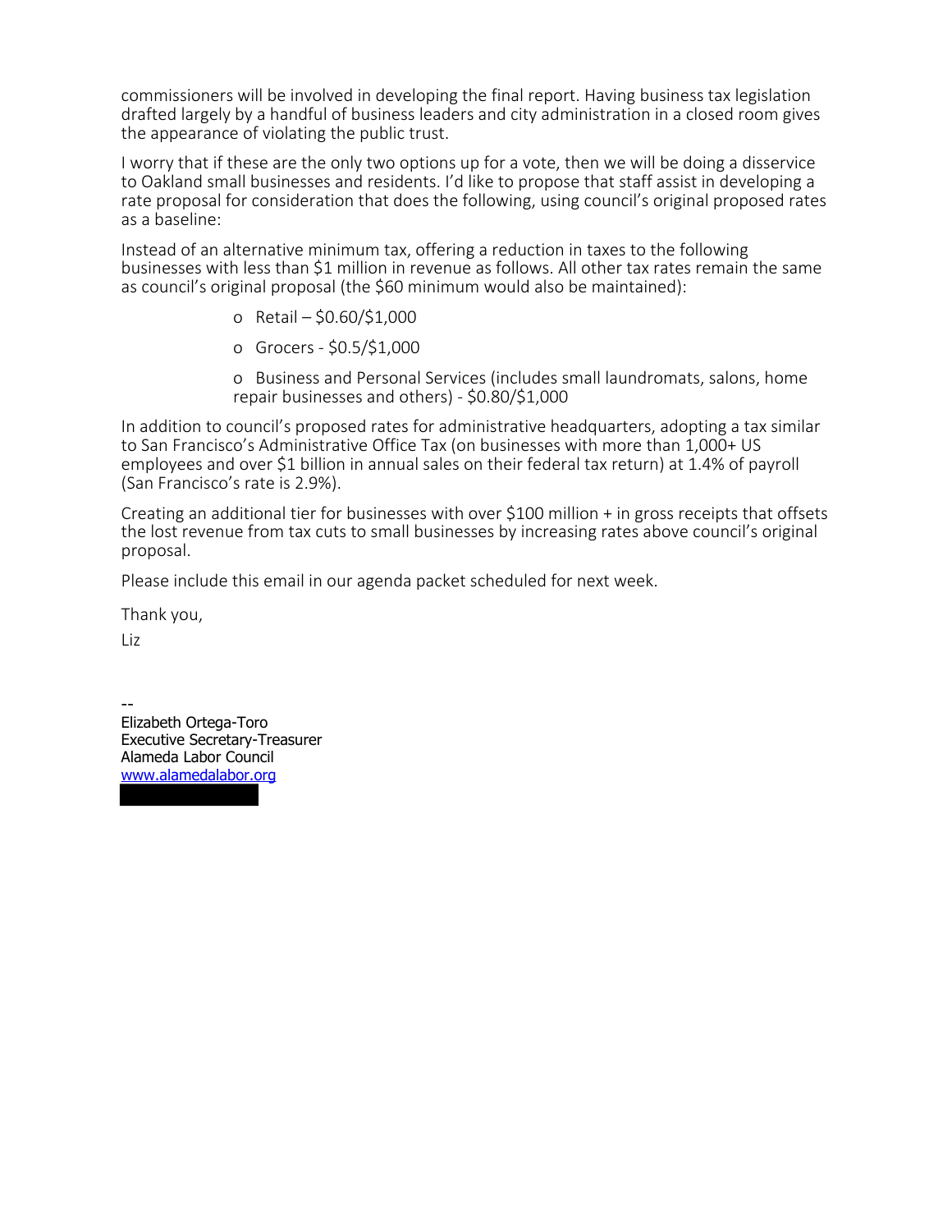commissioners will be involved in developing the final report. Having business tax legislation drafted largely by a handful of business leaders and city administration in a closed room gives the appearance of violating the public trust.

I worry that if these are the only two options up for a vote, then we will be doing a disservice to Oakland small businesses and residents. I'd like to propose that staff assist in developing a rate proposal for consideration that does the following, using council's original proposed rates as a baseline:

Instead of an alternative minimum tax, offering a reduction in taxes to the following businesses with less than $1 million in revenue as follows. All other tax rates remain the same as council's original proposal (the $60 minimum would also be maintained):

- Retail – $0.60/$1,000
- Grocers - $0.5/$1,000
- Business and Personal Services (includes small laundromats, salons, home repair businesses and others) - $0.80/$1,000

In addition to council's proposed rates for administrative headquarters, adopting a tax similar to San Francisco's Administrative Office Tax (on businesses with more than 1,000+ US employees and over $1 billion in annual sales on their federal tax return) at 1.4% of payroll (San Francisco's rate is 2.9%).

Creating an additional tier for businesses with over $100 million + in gross receipts that offsets the lost revenue from tax cuts to small businesses by increasing rates above council's original proposal.

Please include this email in our agenda packet scheduled for next week.

Thank you,

Liz

--
Elizabeth Ortega-Toro
Executive Secretary-Treasurer
Alameda Labor Council
www.alamedalabor.org